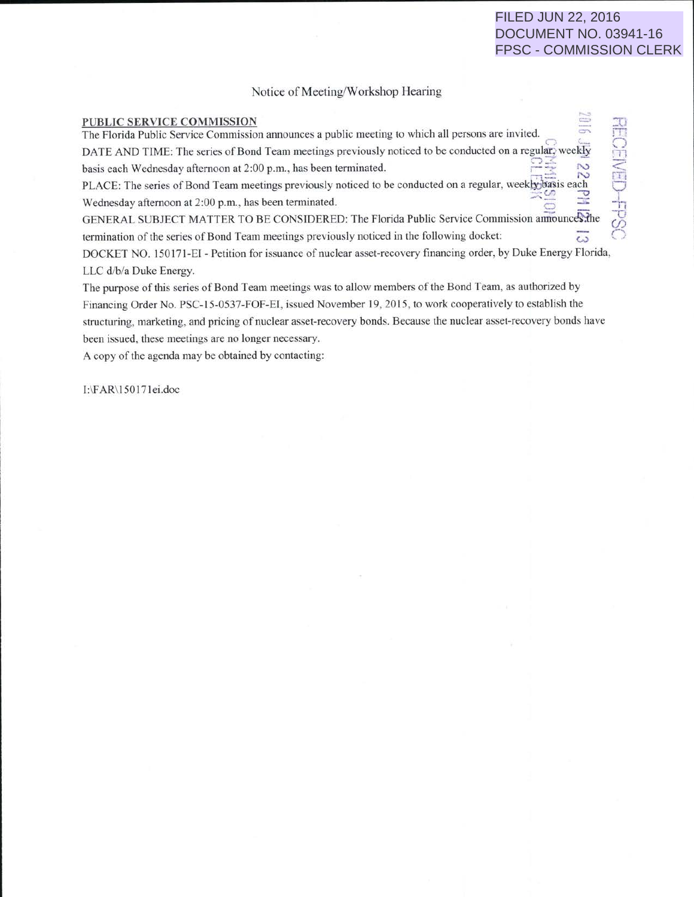FILED JUN 22, 2016
DOCUMENT NO. 03941-16
FPSC - COMMISSION CLERK

Notice of Meeting/Workshop Hearing

**PUBLIC SERVICE COMMISSION**

The Florida Public Service Commission announces a public meeting to which all persons are invited.

DATE AND TIME: The series of Bond Team meetings previously noticed to be conducted on a regular, weekly basis each Wednesday afternoon at 2:00 p.m., has been terminated.

PLACE: The series of Bond Team meetings previously noticed to be conducted on a regular, weekly basis each Wednesday afternoon at 2:00 p.m., has been terminated.

GENERAL SUBJECT MATTER TO BE CONSIDERED: The Florida Public Service Commission announces the termination of the series of Bond Team meetings previously noticed in the following docket:

DOCKET NO. 150171-EI - Petition for issuance of nuclear asset-recovery financing order, by Duke Energy Florida, LLC d/b/a Duke Energy.

The purpose of this series of Bond Team meetings was to allow members of the Bond Team, as authorized by Financing Order No. PSC-15-0537-FOF-EI, issued November 19, 2015, to work cooperatively to establish the structuring, marketing, and pricing of nuclear asset-recovery bonds. Because the nuclear asset-recovery bonds have been issued, these meetings are no longer necessary.

A copy of the agenda may be obtained by contacting:

I:\FAR\150171ei.doc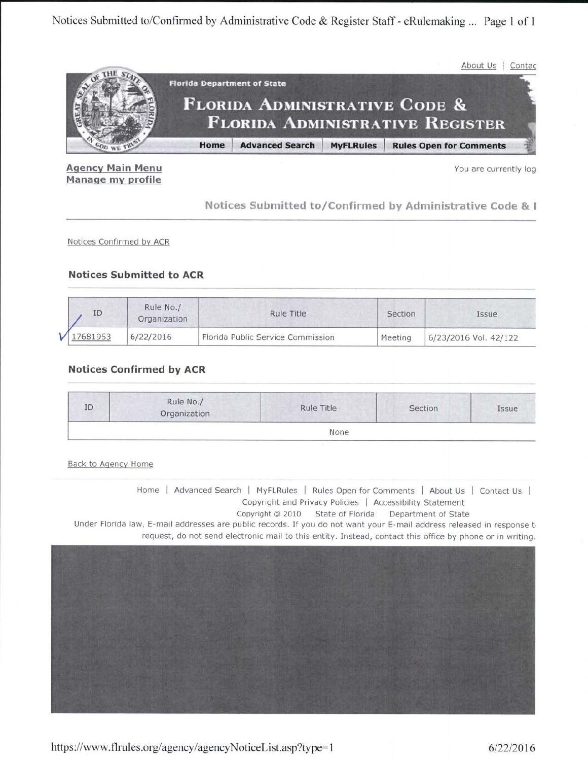About Us | Contac

Florida Department of State

# Florida Administrative Code & Florida Administrative Register

Home | Advanced Search | MyFLRules | Rules Open for Comments

**Agency Main Menu**
**Manage my profile**

You are currently log

## Notices Submitted to/Confirmed by Administrative Code & I

Notices Confirmed by ACR

### Notices Submitted to ACR

| ID | Rule No./ Organization | Rule Title | Section | Issue |
|---|---|---|---|---|
| 17681953 | 6/22/2016 | Florida Public Service Commission | Meeting | 6/23/2016 Vol. 42/122 |

### Notices Confirmed by ACR

| ID | Rule No./ Organization | Rule Title | Section | Issue |
|---|---|---|---|---|
| None | | | | |

Back to Agency Home

Home | Advanced Search | MyFLRules | Rules Open for Comments | About Us | Contact Us |
Copyright and Privacy Policies | Accessibility Statement
Copyright @ 2010 State of Florida Department of State

Under Florida law, E-mail addresses are public records. If you do not want your E-mail address released in response t request, do not send electronic mail to this entity. Instead, contact this office by phone or in writing.

https://www.flrules.org/agency/agencyNoticeList.asp?type=1 6/22/2016